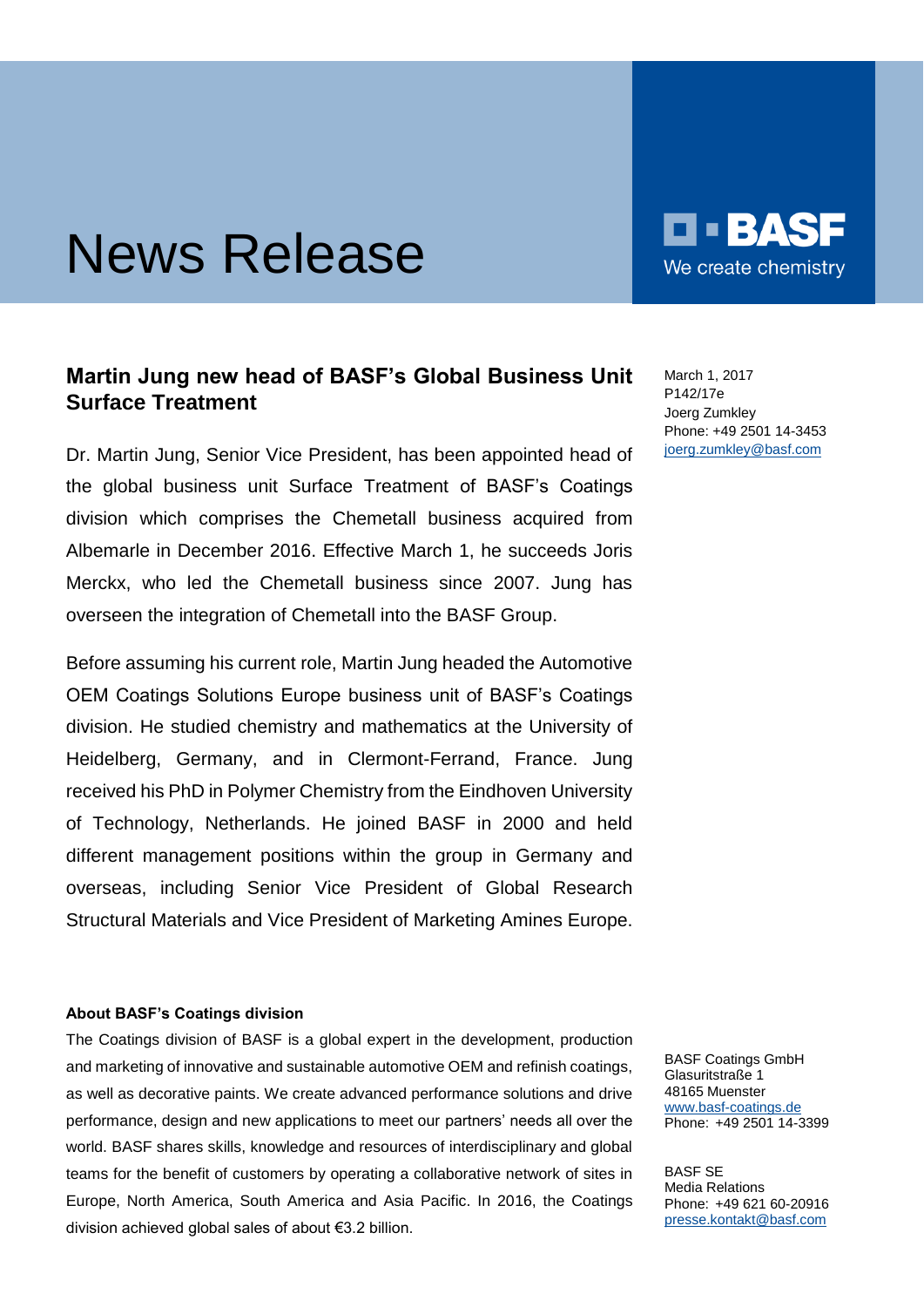# News Release

BASF
We create chemistry

## Martin Jung new head of BASF's Global Business Unit Surface Treatment

March 1, 2017
P142/17e
Joerg Zumkley
Phone: +49 2501 14-3453
joerg.zumkley@basf.com

Dr. Martin Jung, Senior Vice President, has been appointed head of the global business unit Surface Treatment of BASF's Coatings division which comprises the Chemetall business acquired from Albemarle in December 2016. Effective March 1, he succeeds Joris Merckx, who led the Chemetall business since 2007. Jung has overseen the integration of Chemetall into the BASF Group.

Before assuming his current role, Martin Jung headed the Automotive OEM Coatings Solutions Europe business unit of BASF's Coatings division. He studied chemistry and mathematics at the University of Heidelberg, Germany, and in Clermont-Ferrand, France. Jung received his PhD in Polymer Chemistry from the Eindhoven University of Technology, Netherlands. He joined BASF in 2000 and held different management positions within the group in Germany and overseas, including Senior Vice President of Global Research Structural Materials and Vice President of Marketing Amines Europe.

**About BASF's Coatings division**

The Coatings division of BASF is a global expert in the development, production and marketing of innovative and sustainable automotive OEM and refinish coatings, as well as decorative paints. We create advanced performance solutions and drive performance, design and new applications to meet our partners' needs all over the world. BASF shares skills, knowledge and resources of interdisciplinary and global teams for the benefit of customers by operating a collaborative network of sites in Europe, North America, South America and Asia Pacific. In 2016, the Coatings division achieved global sales of about €3.2 billion.

BASF Coatings GmbH
Glasuritstraße 1
48165 Muenster
www.basf-coatings.de
Phone: +49 2501 14-3399

BASF SE
Media Relations
Phone: +49 621 60-20916
presse.kontakt@basf.com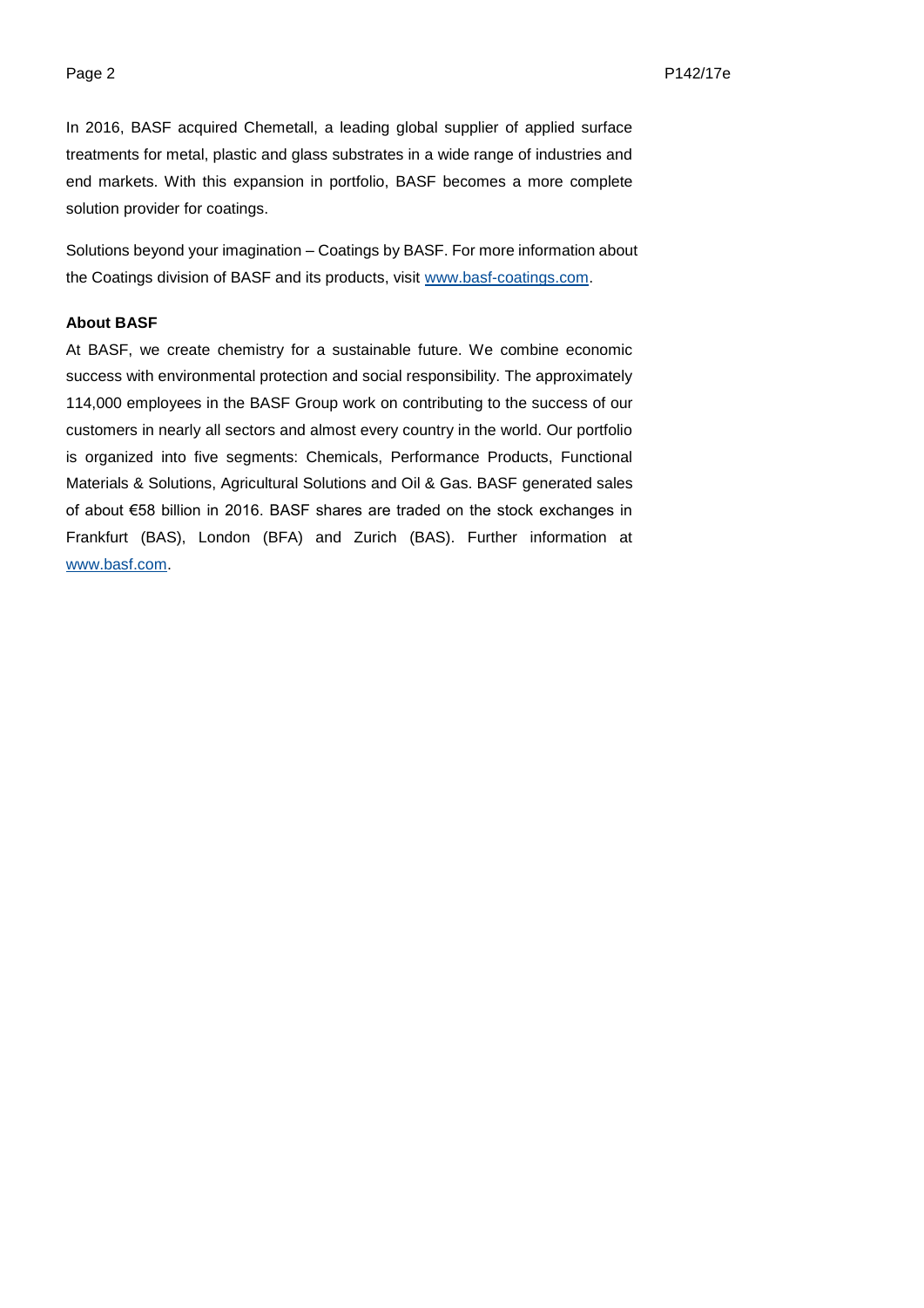In 2016, BASF acquired Chemetall, a leading global supplier of applied surface treatments for metal, plastic and glass substrates in a wide range of industries and end markets. With this expansion in portfolio, BASF becomes a more complete solution provider for coatings.

Solutions beyond your imagination – Coatings by BASF. For more information about the Coatings division of BASF and its products, visit www.basf-coatings.com.

**About BASF**

At BASF, we create chemistry for a sustainable future. We combine economic success with environmental protection and social responsibility. The approximately 114,000 employees in the BASF Group work on contributing to the success of our customers in nearly all sectors and almost every country in the world. Our portfolio is organized into five segments: Chemicals, Performance Products, Functional Materials & Solutions, Agricultural Solutions and Oil & Gas. BASF generated sales of about €58 billion in 2016. BASF shares are traded on the stock exchanges in Frankfurt (BAS), London (BFA) and Zurich (BAS). Further information at www.basf.com.